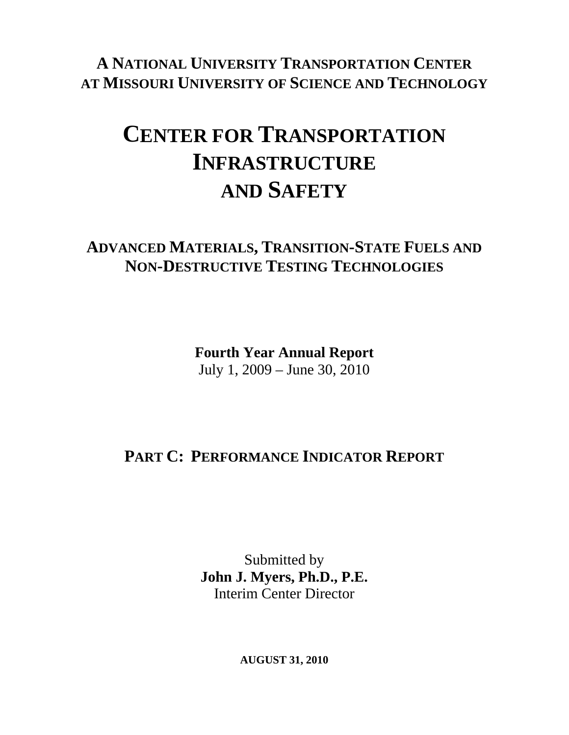**A NATIONAL UNIVERSITY TRANSPORTATION CENTER**
**AT MISSOURI UNIVERSITY OF SCIENCE AND TECHNOLOGY**

# CENTER FOR TRANSPORTATION INFRASTRUCTURE AND SAFETY

## ADVANCED MATERIALS, TRANSITION-STATE FUELS AND NON-DESTRUCTIVE TESTING TECHNOLOGIES

**Fourth Year Annual Report**
July 1, 2009 – June 30, 2010

## PART C: PERFORMANCE INDICATOR REPORT

Submitted by
**John J. Myers, Ph.D., P.E.**
Interim Center Director

**AUGUST 31, 2010**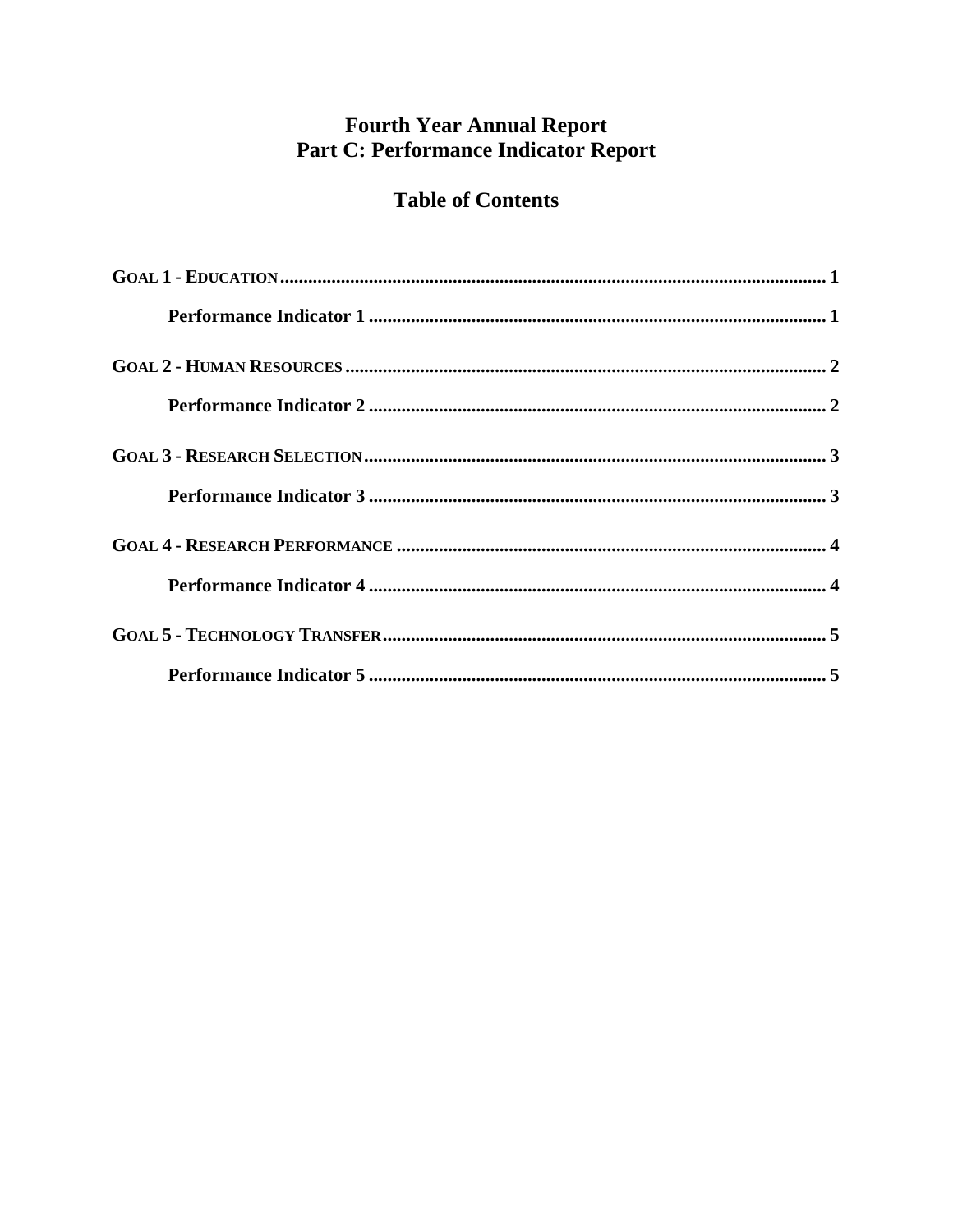# Fourth Year Annual Report
# Part C: Performance Indicator Report

## Table of Contents

**GOAL 1 - EDUCATION** .......... 1

  **Performance Indicator 1** .......... 1

**GOAL 2 - HUMAN RESOURCES** .......... 2

  **Performance Indicator 2** .......... 2

**GOAL 3 - RESEARCH SELECTION** .......... 3

  **Performance Indicator 3** .......... 3

**GOAL 4 - RESEARCH PERFORMANCE** .......... 4

  **Performance Indicator 4** .......... 4

**GOAL 5 - TECHNOLOGY TRANSFER** .......... 5

  **Performance Indicator 5** .......... 5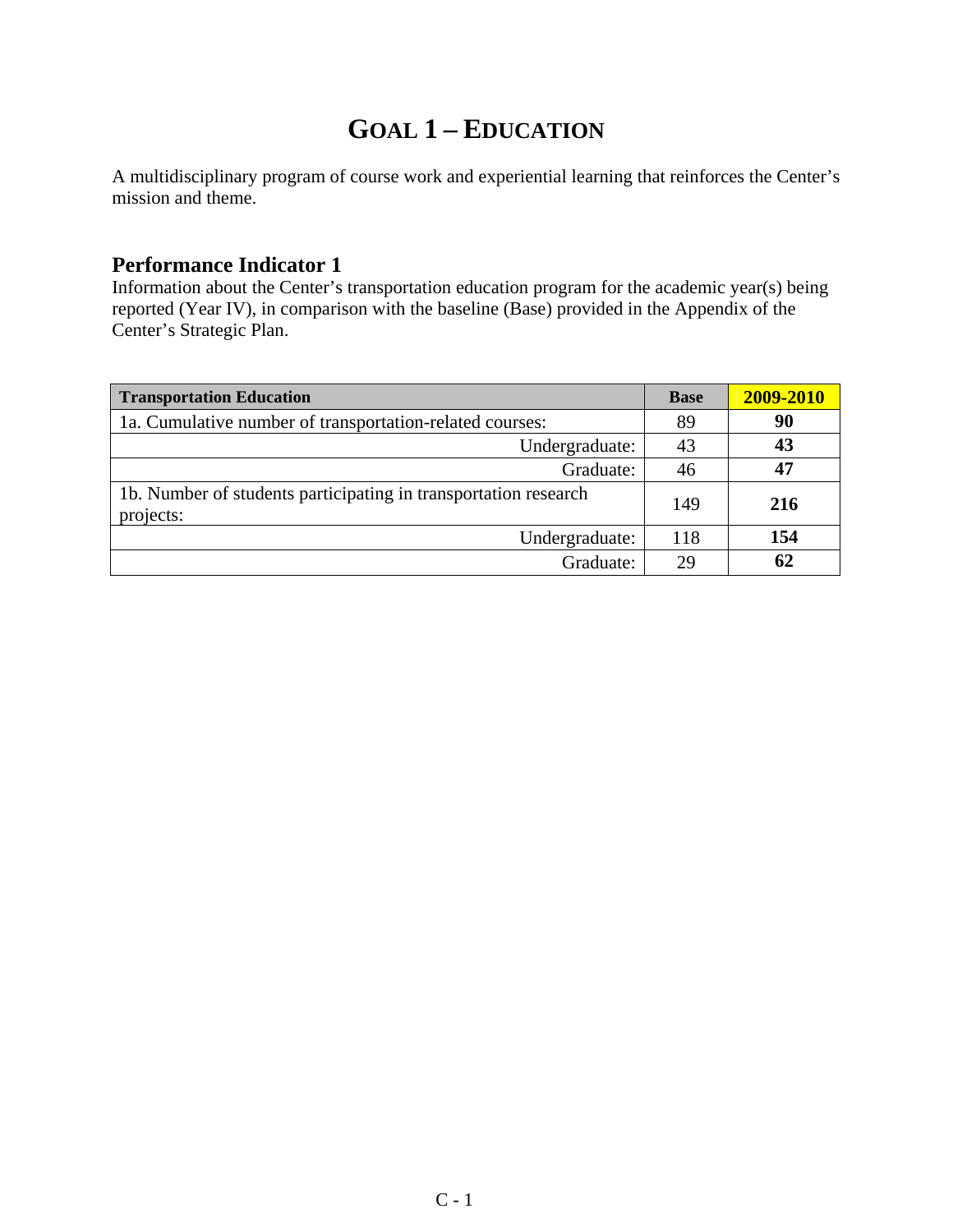# GOAL 1 – EDUCATION

A multidisciplinary program of course work and experiential learning that reinforces the Center's mission and theme.

## Performance Indicator 1

Information about the Center's transportation education program for the academic year(s) being reported (Year IV), in comparison with the baseline (Base) provided in the Appendix of the Center's Strategic Plan.

| **Transportation Education** | **Base** | **2009-2010** |
| --- | --- | --- |
| 1a. Cumulative number of transportation-related courses: | 89 | **90** |
| Undergraduate: | 43 | **43** |
| Graduate: | 46 | **47** |
| 1b. Number of students participating in transportation research projects: | 149 | **216** |
| Undergraduate: | 118 | **154** |
| Graduate: | 29 | **62** |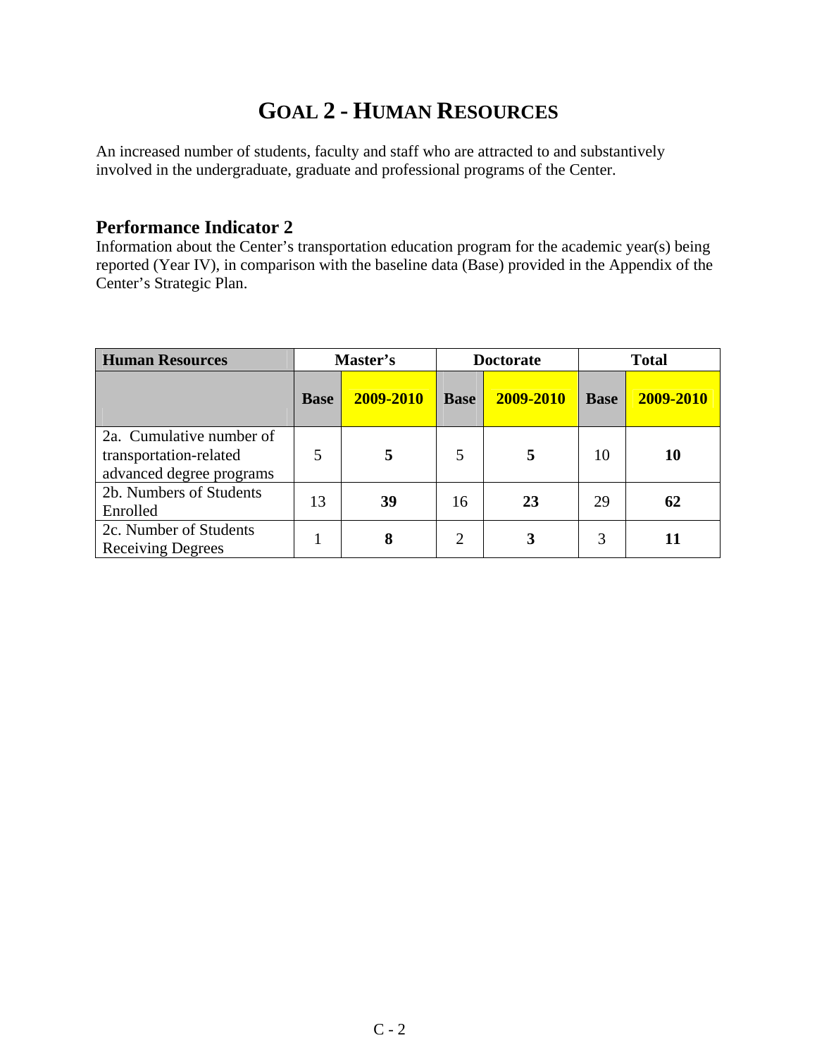# GOAL 2 - HUMAN RESOURCES

An increased number of students, faculty and staff who are attracted to and substantively involved in the undergraduate, graduate and professional programs of the Center.

### Performance Indicator 2

Information about the Center's transportation education program for the academic year(s) being reported (Year IV), in comparison with the baseline data (Base) provided in the Appendix of the Center's Strategic Plan.

| Human Resources | Master's | | Doctorate | | Total | |
|---|---|---|---|---|---|---|
| | Base | 2009-2010 | Base | 2009-2010 | Base | 2009-2010 |
| 2a. Cumulative number of transportation-related advanced degree programs | 5 | **5** | 5 | **5** | 10 | **10** |
| 2b. Numbers of Students Enrolled | 13 | **39** | 16 | **23** | 29 | **62** |
| 2c. Number of Students Receiving Degrees | 1 | **8** | 2 | **3** | 3 | **11** |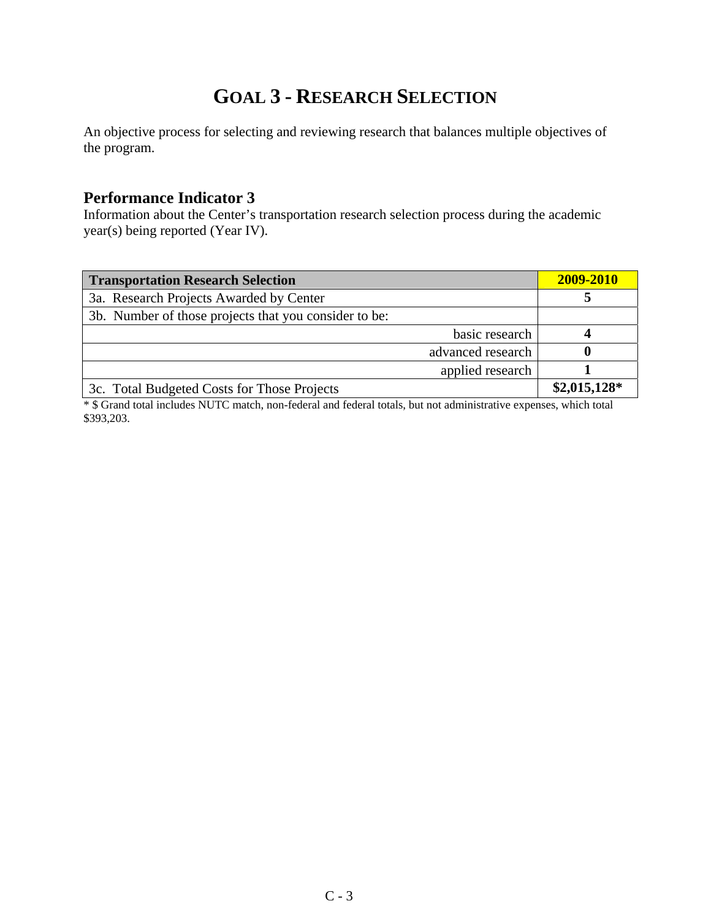# GOAL 3 - RESEARCH SELECTION

An objective process for selecting and reviewing research that balances multiple objectives of the program.

## Performance Indicator 3

Information about the Center's transportation research selection process during the academic year(s) being reported (Year IV).

| Transportation Research Selection | 2009-2010 |
|---|---|
| 3a. Research Projects Awarded by Center | **5** |
| 3b. Number of those projects that you consider to be: | |
| basic research | **4** |
| advanced research | **0** |
| applied research | **1** |
| 3c. Total Budgeted Costs for Those Projects | **$2,015,128*** |

\* $ Grand total includes NUTC match, non-federal and federal totals, but not administrative expenses, which total $393,203.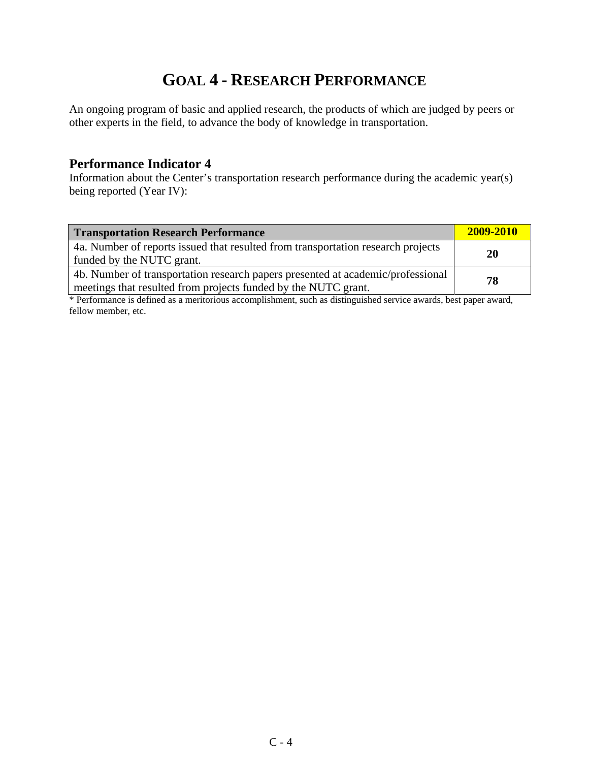# GOAL 4 - RESEARCH PERFORMANCE

An ongoing program of basic and applied research, the products of which are judged by peers or other experts in the field, to advance the body of knowledge in transportation.

## Performance Indicator 4

Information about the Center's transportation research performance during the academic year(s) being reported (Year IV):

| Transportation Research Performance | 2009-2010 |
|---|---|
| 4a. Number of reports issued that resulted from transportation research projects funded by the NUTC grant. | **20** |
| 4b. Number of transportation research papers presented at academic/professional meetings that resulted from projects funded by the NUTC grant. | **78** |

* Performance is defined as a meritorious accomplishment, such as distinguished service awards, best paper award, fellow member, etc.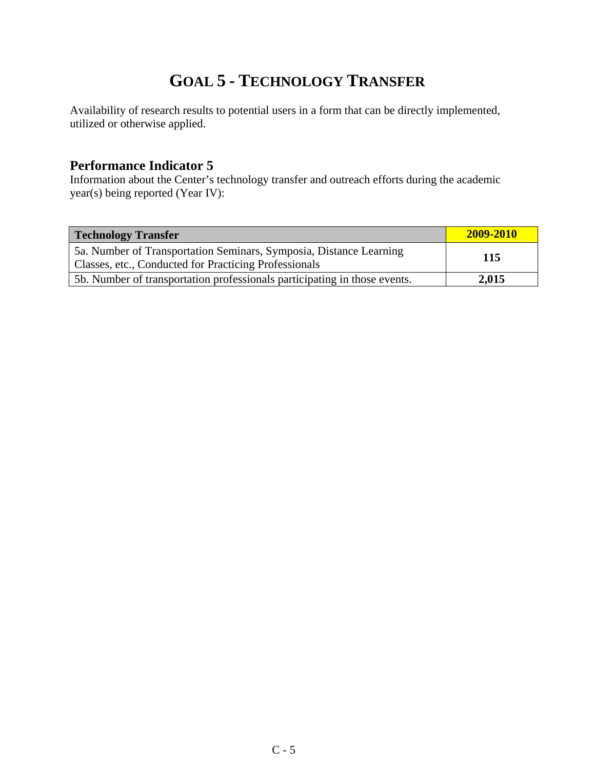# GOAL 5 - TECHNOLOGY TRANSFER

Availability of research results to potential users in a form that can be directly implemented, utilized or otherwise applied.

## Performance Indicator 5

Information about the Center's technology transfer and outreach efforts during the academic year(s) being reported (Year IV):

| Technology Transfer | 2009-2010 |
|---|---|
| 5a. Number of Transportation Seminars, Symposia, Distance Learning Classes, etc., Conducted for Practicing Professionals | **115** |
| 5b. Number of transportation professionals participating in those events. | **2,015** |